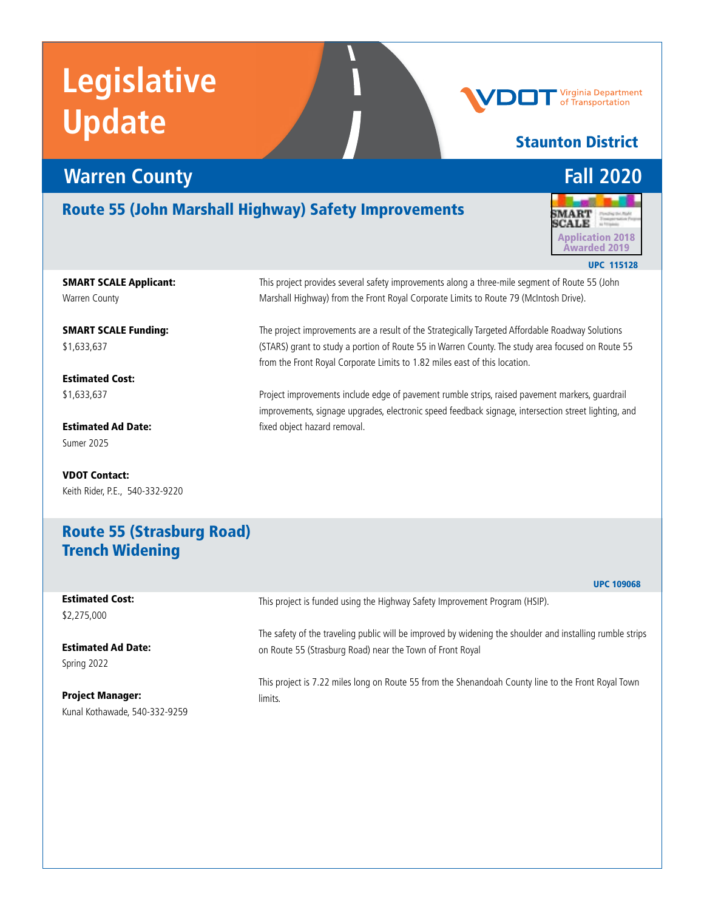# Legislative Update

VDOT Virginia Department of Transportation

**Staunton District**

## Warren County — Fall 2020

## Route 55 (John Marshall Highway) Safety Improvements

SMART SCALE Application 2018 Awarded 2019

UPC 115128

**SMART SCALE Applicant:**
Warren County

**SMART SCALE Funding:**
$1,633,637

**Estimated Cost:**
$1,633,637

**Estimated Ad Date:**
Sumer 2025

**VDOT Contact:**
Keith Rider, P.E., 540-332-9220

This project provides several safety improvements along a three-mile segment of Route 55 (John Marshall Highway) from the Front Royal Corporate Limits to Route 79 (McIntosh Drive).

The project improvements are a result of the Strategically Targeted Affordable Roadway Solutions (STARS) grant to study a portion of Route 55 in Warren County. The study area focused on Route 55 from the Front Royal Corporate Limits to 1.82 miles east of this location.

Project improvements include edge of pavement rumble strips, raised pavement markers, guardrail improvements, signage upgrades, electronic speed feedback signage, intersection street lighting, and fixed object hazard removal.

## Route 55 (Strasburg Road) Trench Widening

UPC 109068

**Estimated Cost:**
$2,275,000

**Estimated Ad Date:**
Spring 2022

**Project Manager:**
Kunal Kothawade, 540-332-9259

This project is funded using the Highway Safety Improvement Program (HSIP).

The safety of the traveling public will be improved by widening the shoulder and installing rumble strips on Route 55 (Strasburg Road) near the Town of Front Royal

This project is 7.22 miles long on Route 55 from the Shenandoah County line to the Front Royal Town limits.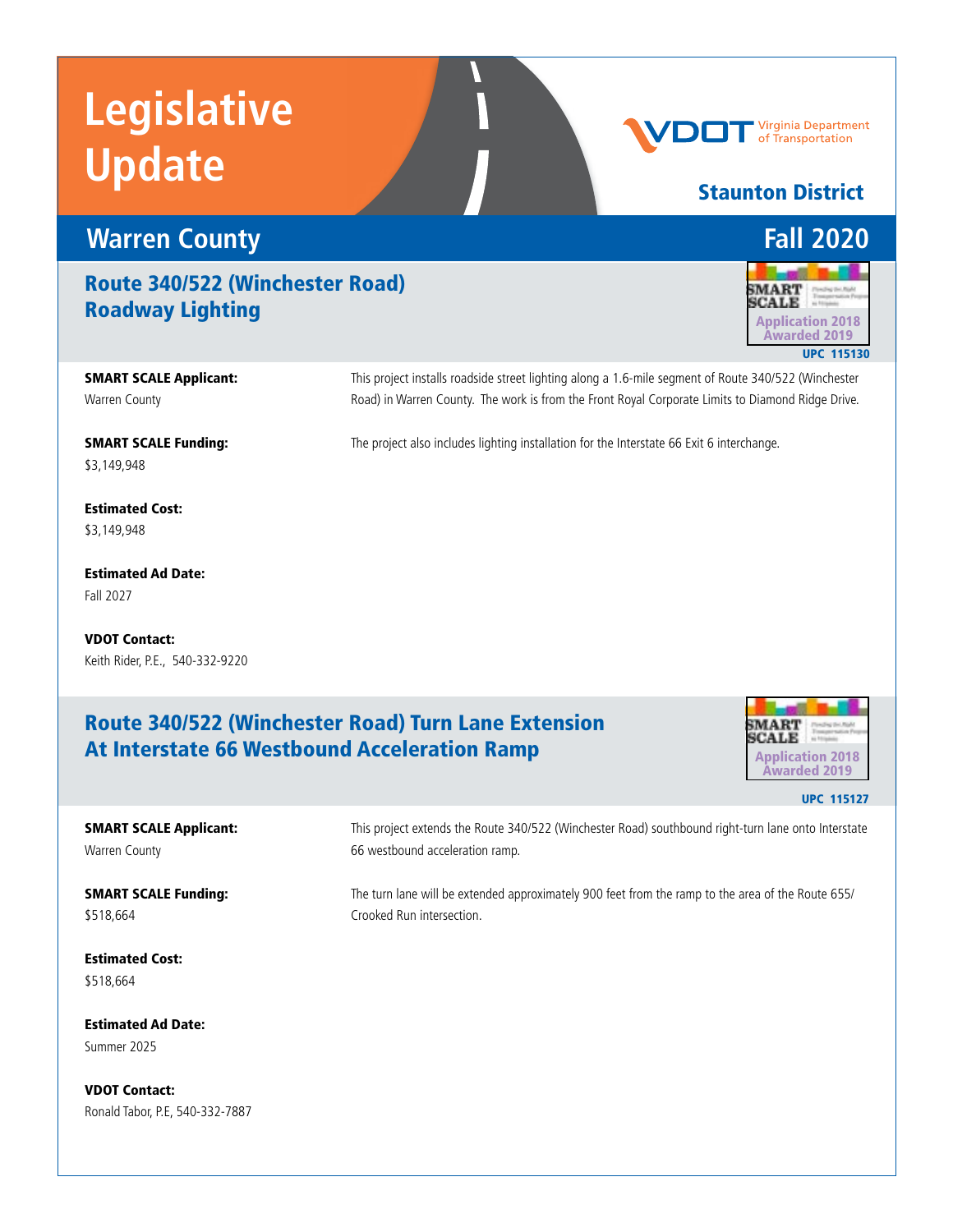# Legislative Update

VDOT Virginia Department of Transportation

**Staunton District**

## Warren County — Fall 2020

### Route 340/522 (Winchester Road) Roadway Lighting

SMART SCALE Application 2018 Awarded 2019

UPC 115130

**SMART SCALE Applicant:**
Warren County

**SMART SCALE Funding:**
$3,149,948

**Estimated Cost:**
$3,149,948

**Estimated Ad Date:**
Fall 2027

**VDOT Contact:**
Keith Rider, P.E., 540-332-9220

This project installs roadside street lighting along a 1.6-mile segment of Route 340/522 (Winchester Road) in Warren County. The work is from the Front Royal Corporate Limits to Diamond Ridge Drive.

The project also includes lighting installation for the Interstate 66 Exit 6 interchange.

### Route 340/522 (Winchester Road) Turn Lane Extension At Interstate 66 Westbound Acceleration Ramp

SMART SCALE Application 2018 Awarded 2019

UPC 115127

**SMART SCALE Applicant:**
Warren County

**SMART SCALE Funding:**
$518,664

**Estimated Cost:**
$518,664

**Estimated Ad Date:**
Summer 2025

**VDOT Contact:**
Ronald Tabor, P.E, 540-332-7887

This project extends the Route 340/522 (Winchester Road) southbound right-turn lane onto Interstate 66 westbound acceleration ramp.

The turn lane will be extended approximately 900 feet from the ramp to the area of the Route 655/ Crooked Run intersection.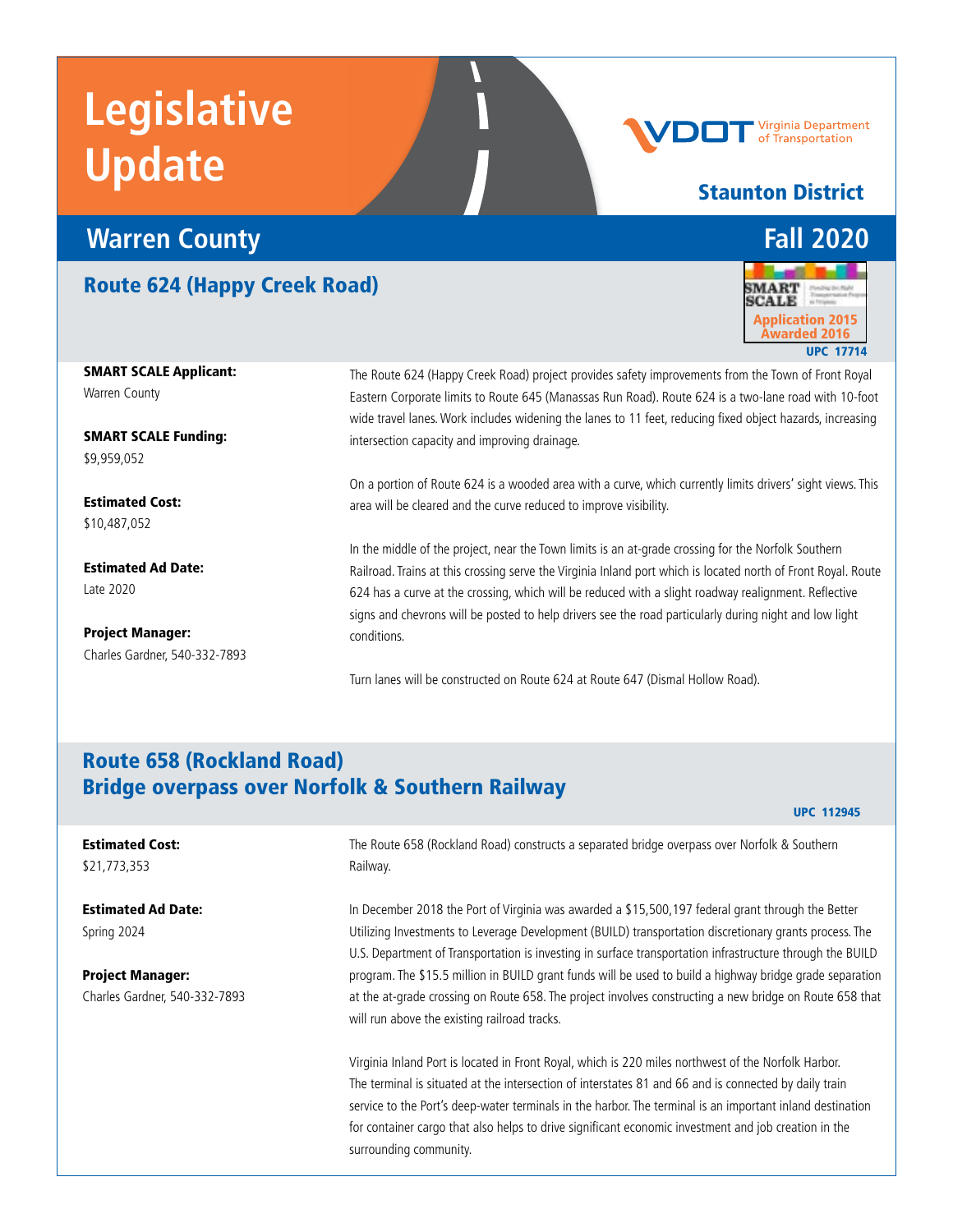# Legislative Update

**VDOT** Virginia Department of Transportation

## Staunton District

## Warren County — Fall 2020

### Route 624 (Happy Creek Road)

SMART SCALE Application 2015 Awarded 2016

UPC 17714

**SMART SCALE Applicant:**
Warren County

**SMART SCALE Funding:**
$9,959,052

**Estimated Cost:**
$10,487,052

**Estimated Ad Date:**
Late 2020

**Project Manager:**
Charles Gardner, 540-332-7893

The Route 624 (Happy Creek Road) project provides safety improvements from the Town of Front Royal Eastern Corporate limits to Route 645 (Manassas Run Road). Route 624 is a two-lane road with 10-foot wide travel lanes. Work includes widening the lanes to 11 feet, reducing fixed object hazards, increasing intersection capacity and improving drainage.

On a portion of Route 624 is a wooded area with a curve, which currently limits drivers' sight views. This area will be cleared and the curve reduced to improve visibility.

In the middle of the project, near the Town limits is an at-grade crossing for the Norfolk Southern Railroad. Trains at this crossing serve the Virginia Inland port which is located north of Front Royal. Route 624 has a curve at the crossing, which will be reduced with a slight roadway realignment. Reflective signs and chevrons will be posted to help drivers see the road particularly during night and low light conditions.

Turn lanes will be constructed on Route 624 at Route 647 (Dismal Hollow Road).

### Route 658 (Rockland Road) Bridge overpass over Norfolk & Southern Railway

UPC 112945

**Estimated Cost:**
$21,773,353

**Estimated Ad Date:**
Spring 2024

**Project Manager:**
Charles Gardner, 540-332-7893

The Route 658 (Rockland Road) constructs a separated bridge overpass over Norfolk & Southern Railway.

In December 2018 the Port of Virginia was awarded a $15,500,197 federal grant through the Better Utilizing Investments to Leverage Development (BUILD) transportation discretionary grants process. The U.S. Department of Transportation is investing in surface transportation infrastructure through the BUILD program. The $15.5 million in BUILD grant funds will be used to build a highway bridge grade separation at the at-grade crossing on Route 658. The project involves constructing a new bridge on Route 658 that will run above the existing railroad tracks.

Virginia Inland Port is located in Front Royal, which is 220 miles northwest of the Norfolk Harbor. The terminal is situated at the intersection of interstates 81 and 66 and is connected by daily train service to the Port's deep-water terminals in the harbor. The terminal is an important inland destination for container cargo that also helps to drive significant economic investment and job creation in the surrounding community.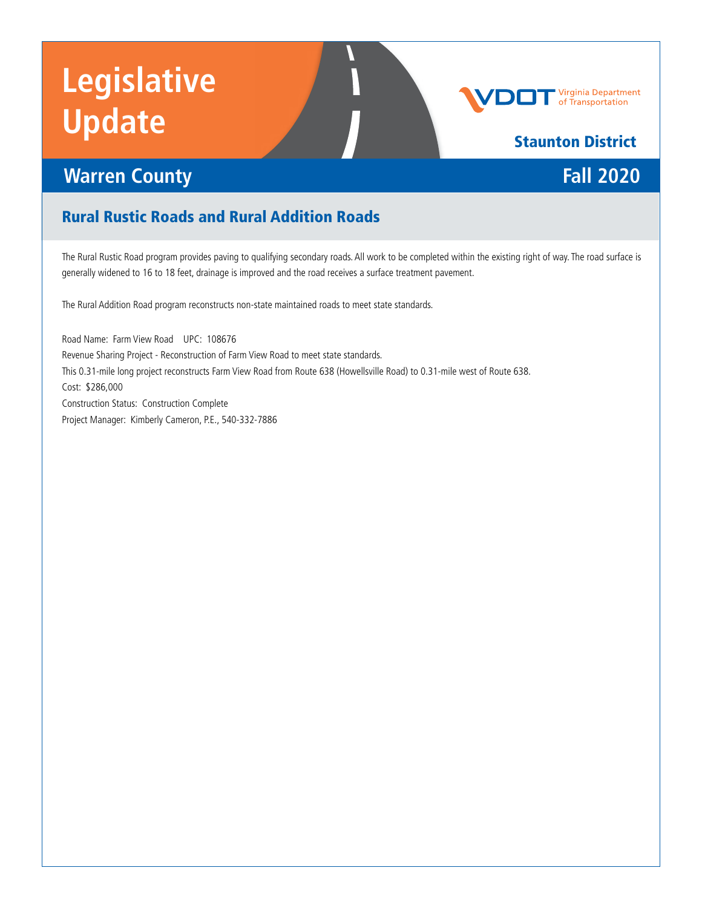# Legislative Update

Staunton District

## Warren County

Fall 2020

## Rural Rustic Roads and Rural Addition Roads

The Rural Rustic Road program provides paving to qualifying secondary roads. All work to be completed within the existing right of way. The road surface is generally widened to 16 to 18 feet, drainage is improved and the road receives a surface treatment pavement.

The Rural Addition Road program reconstructs non-state maintained roads to meet state standards.

Road Name: Farm View Road UPC: 108676
Revenue Sharing Project - Reconstruction of Farm View Road to meet state standards.
This 0.31-mile long project reconstructs Farm View Road from Route 638 (Howellsville Road) to 0.31-mile west of Route 638.
Cost: $286,000
Construction Status: Construction Complete
Project Manager: Kimberly Cameron, P.E., 540-332-7886